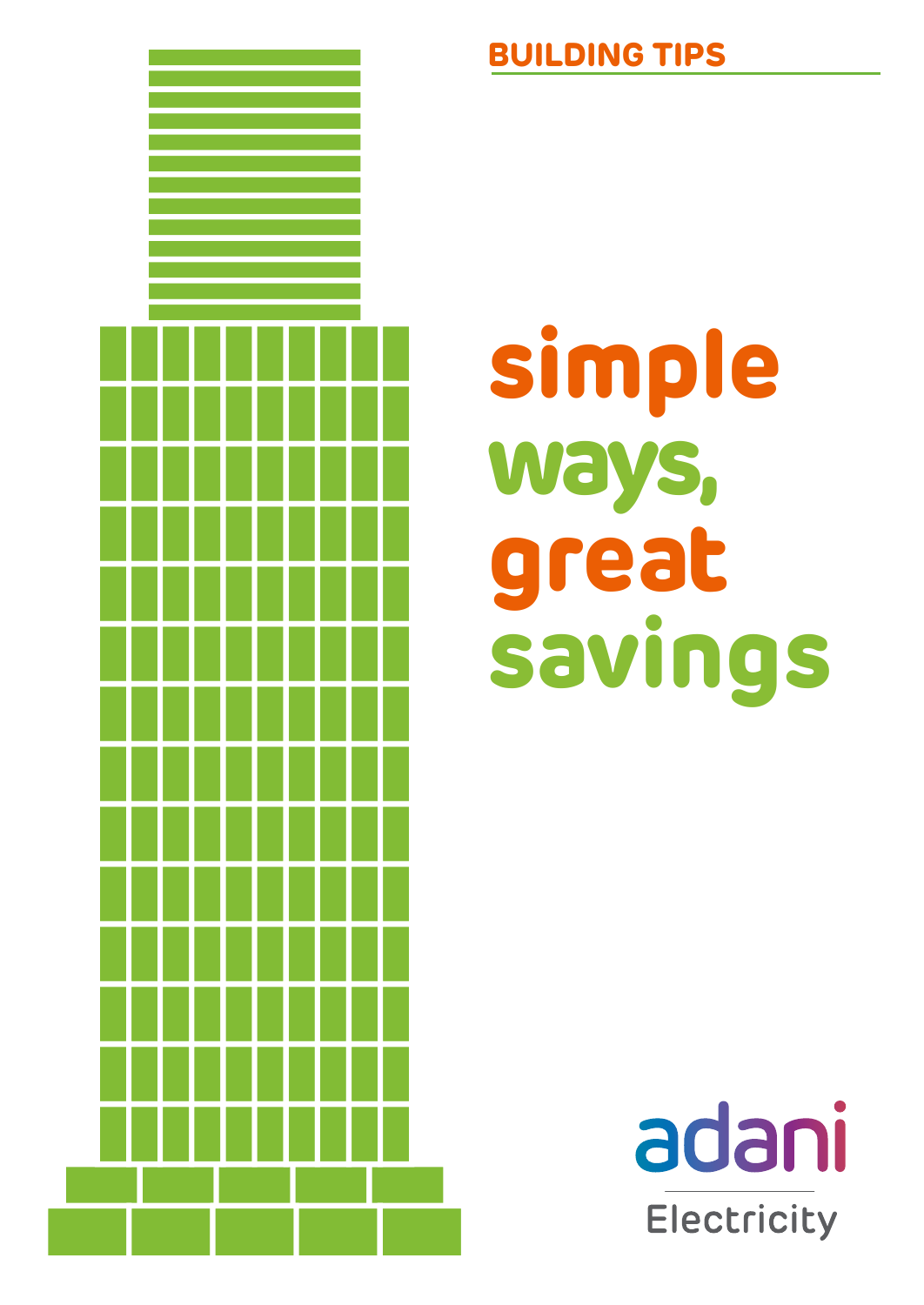BUILDING TIPS

# simple ways, great savings

adani

Electricity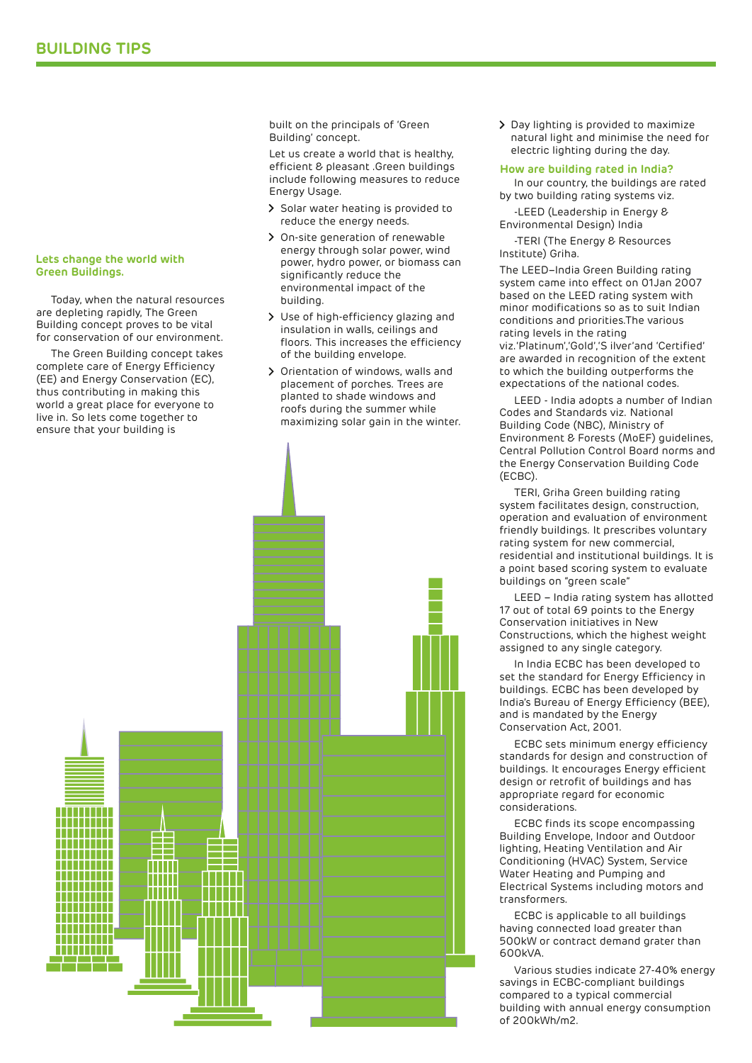# BUILDING TIPS

## Lets change the world with Green Buildings.

Today, when the natural resources are depleting rapidly, The Green Building concept proves to be vital for conservation of our environment.

The Green Building concept takes complete care of Energy Efficiency (EE) and Energy Conservation (EC), thus contributing in making this world a great place for everyone to live in. So lets come together to ensure that your building is built on the principals of 'Green Building' concept.

Let us create a world that is healthy, efficient & pleasant .Green buildings include following measures to reduce Energy Usage.

- Solar water heating is provided to reduce the energy needs.
- On-site generation of renewable energy through solar power, wind power, hydro power, or biomass can significantly reduce the environmental impact of the building.
- Use of high-efficiency glazing and insulation in walls, ceilings and floors. This increases the efficiency of the building envelope.
- Orientation of windows, walls and placement of porches. Trees are planted to shade windows and roofs during the summer while maximizing solar gain in the winter.
- Day lighting is provided to maximize natural light and minimise the need for electric lighting during the day.

### How are building rated in India?

In our country, the buildings are rated by two building rating systems viz.

-LEED (Leadership in Energy & Environmental Design) India

-TERI (The Energy & Resources Institute) Griha.

The LEED–India Green Building rating system came into effect on 01Jan 2007 based on the LEED rating system with minor modifications so as to suit Indian conditions and priorities.The various rating levels in the rating viz.'Platinum','Gold','S ilver'and 'Certified' are awarded in recognition of the extent to which the building outperforms the expectations of the national codes.

LEED - India adopts a number of Indian Codes and Standards viz. National Building Code (NBC), Ministry of Environment & Forests (MoEF) guidelines, Central Pollution Control Board norms and the Energy Conservation Building Code (ECBC).

TERI, Griha Green building rating system facilitates design, construction, operation and evaluation of environment friendly buildings. It prescribes voluntary rating system for new commercial, residential and institutional buildings. It is a point based scoring system to evaluate buildings on "green scale"

LEED – India rating system has allotted 17 out of total 69 points to the Energy Conservation initiatives in New Constructions, which the highest weight assigned to any single category.

In India ECBC has been developed to set the standard for Energy Efficiency in buildings. ECBC has been developed by India's Bureau of Energy Efficiency (BEE), and is mandated by the Energy Conservation Act, 2001.

ECBC sets minimum energy efficiency standards for design and construction of buildings. It encourages Energy efficient design or retrofit of buildings and has appropriate regard for economic considerations.

ECBC finds its scope encompassing Building Envelope, Indoor and Outdoor lighting, Heating Ventilation and Air Conditioning (HVAC) System, Service Water Heating and Pumping and Electrical Systems including motors and transformers.

ECBC is applicable to all buildings having connected load greater than 500kW or contract demand grater than 600kVA.

Various studies indicate 27-40% energy savings in ECBC-compliant buildings compared to a typical commercial building with annual energy consumption of 200kWh/m2.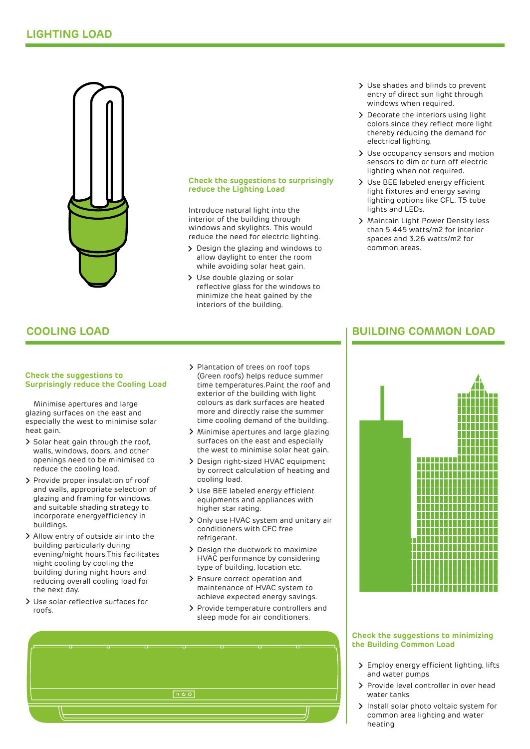## LIGHTING LOAD

### Check the suggestions to surprisingly reduce the Lighting Load

Introduce natural light into the interior of the building through windows and skylights. This would reduce the need for electric lighting.

- Design the glazing and windows to allow daylight to enter the room while avoiding solar heat gain.
- Use double glazing or solar reflective glass for the windows to minimize the heat gained by the interiors of the building.
- Use shades and blinds to prevent entry of direct sun light through windows when required.
- Decorate the interiors using light colors since they reflect more light thereby reducing the demand for electrical lighting.
- Use occupancy sensors and motion sensors to dim or turn off electric lighting when not required.
- Use BEE labeled energy efficient light fixtures and energy saving lighting options like CFL, T5 tube lights and LEDs.
- Maintain Light Power Density less than 5.445 watts/m2 for interior spaces and 3.26 watts/m2 for common areas.

## COOLING LOAD

### Check the suggestions to Surprisingly reduce the Cooling Load

Minimise apertures and large glazing surfaces on the east and especially the west to minimise solar heat gain.

- Solar heat gain through the roof, walls, windows, doors, and other openings need to be minimised to reduce the cooling load.
- Provide proper insulation of roof and walls, appropriate selection of glazing and framing for windows, and suitable shading strategy to incorporate energyefficiency in buildings.
- Allow entry of outside air into the building particularly during evening/night hours.This facilitates night cooling by cooling the building during night hours and reducing overall cooling load for the next day.
- Use solar-reflective surfaces for roofs.
- Plantation of trees on roof tops (Green roofs) helps reduce summer time temperatures.Paint the roof and exterior of the building with light colours as dark surfaces are heated more and directly raise the summer time cooling demand of the building.
- Minimise apertures and large glazing surfaces on the east and especially the west to minimise solar heat gain.
- Design right-sized HVAC equipment by correct calculation of heating and cooling load.
- Use BEE labeled energy efficient equipments and appliances with higher star rating.
- Only use HVAC system and unitary air conditioners with CFC free refrigerant.
- Design the ductwork to maximize HVAC performance by considering type of building, location etc.
- Ensure correct operation and maintenance of HVAC system to achieve expected energy savings.
- Provide temperature controllers and sleep mode for air conditioners.

## BUILDING COMMON LOAD

### Check the suggestions to minimizing the Building Common Load

- Employ energy efficient lighting, lifts and water pumps
- Provide level controller in over head water tanks
- Install solar photo voltaic system for common area lighting and water heating